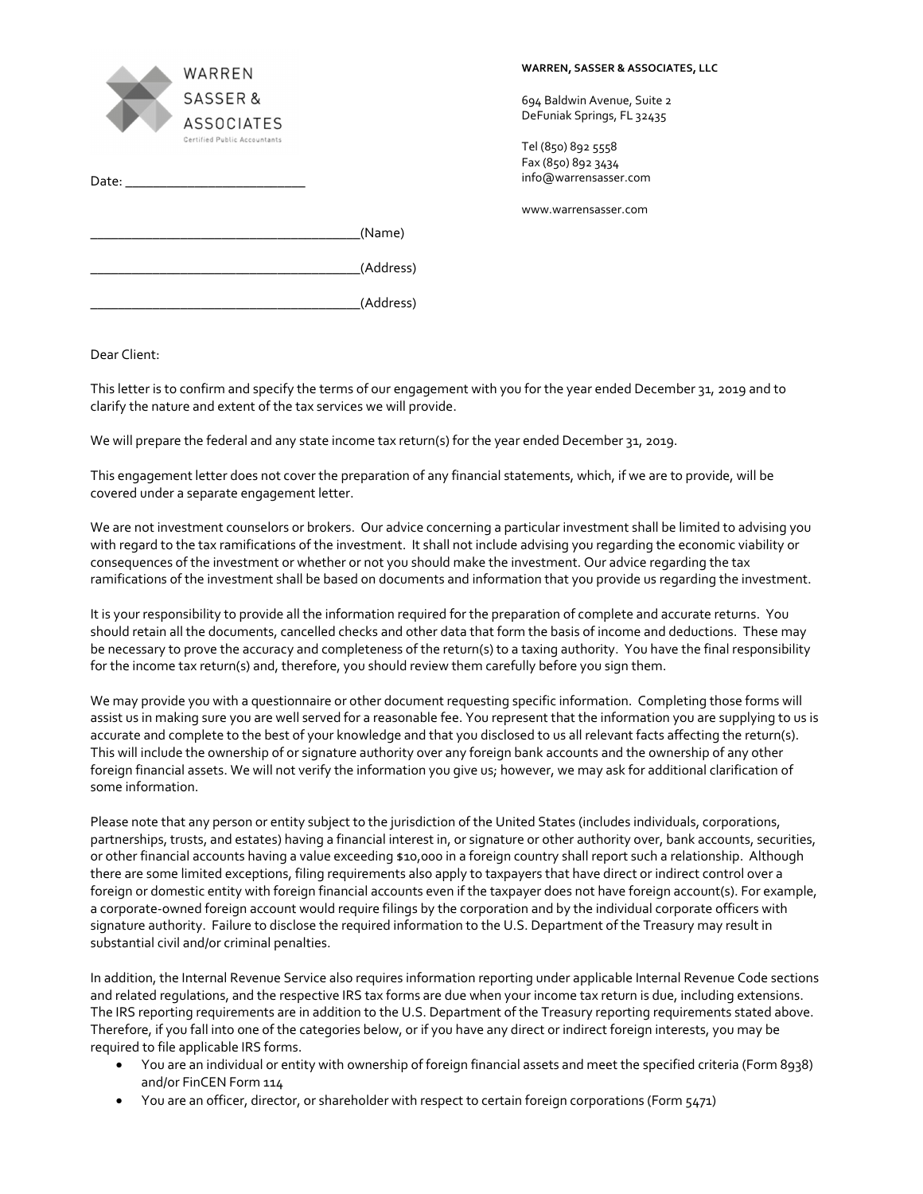WARREN SASSER & ASSOCIATES
Certified Public Accountants

**WARREN, SASSER & ASSOCIATES, LLC**

694 Baldwin Avenue, Suite 2
DeFuniak Springs, FL 32435

Tel (850) 892 5558
Fax (850) 892 3434
info@warrensasser.com

www.warrensasser.com

Date: _________________________

_______________________________________(Name)

_______________________________________(Address)

_______________________________________(Address)

Dear Client:

This letter is to confirm and specify the terms of our engagement with you for the year ended December 31, 2019 and to clarify the nature and extent of the tax services we will provide.

We will prepare the federal and any state income tax return(s) for the year ended December 31, 2019.

This engagement letter does not cover the preparation of any financial statements, which, if we are to provide, will be covered under a separate engagement letter.

We are not investment counselors or brokers. Our advice concerning a particular investment shall be limited to advising you with regard to the tax ramifications of the investment. It shall not include advising you regarding the economic viability or consequences of the investment or whether or not you should make the investment. Our advice regarding the tax ramifications of the investment shall be based on documents and information that you provide us regarding the investment.

It is your responsibility to provide all the information required for the preparation of complete and accurate returns. You should retain all the documents, cancelled checks and other data that form the basis of income and deductions. These may be necessary to prove the accuracy and completeness of the return(s) to a taxing authority. You have the final responsibility for the income tax return(s) and, therefore, you should review them carefully before you sign them.

We may provide you with a questionnaire or other document requesting specific information. Completing those forms will assist us in making sure you are well served for a reasonable fee. You represent that the information you are supplying to us is accurate and complete to the best of your knowledge and that you disclosed to us all relevant facts affecting the return(s). This will include the ownership of or signature authority over any foreign bank accounts and the ownership of any other foreign financial assets. We will not verify the information you give us; however, we may ask for additional clarification of some information.

Please note that any person or entity subject to the jurisdiction of the United States (includes individuals, corporations, partnerships, trusts, and estates) having a financial interest in, or signature or other authority over, bank accounts, securities, or other financial accounts having a value exceeding $10,000 in a foreign country shall report such a relationship. Although there are some limited exceptions, filing requirements also apply to taxpayers that have direct or indirect control over a foreign or domestic entity with foreign financial accounts even if the taxpayer does not have foreign account(s). For example, a corporate-owned foreign account would require filings by the corporation and by the individual corporate officers with signature authority. Failure to disclose the required information to the U.S. Department of the Treasury may result in substantial civil and/or criminal penalties.

In addition, the Internal Revenue Service also requires information reporting under applicable Internal Revenue Code sections and related regulations, and the respective IRS tax forms are due when your income tax return is due, including extensions. The IRS reporting requirements are in addition to the U.S. Department of the Treasury reporting requirements stated above. Therefore, if you fall into one of the categories below, or if you have any direct or indirect foreign interests, you may be required to file applicable IRS forms.

- You are an individual or entity with ownership of foreign financial assets and meet the specified criteria (Form 8938) and/or FinCEN Form 114
- You are an officer, director, or shareholder with respect to certain foreign corporations (Form 5471)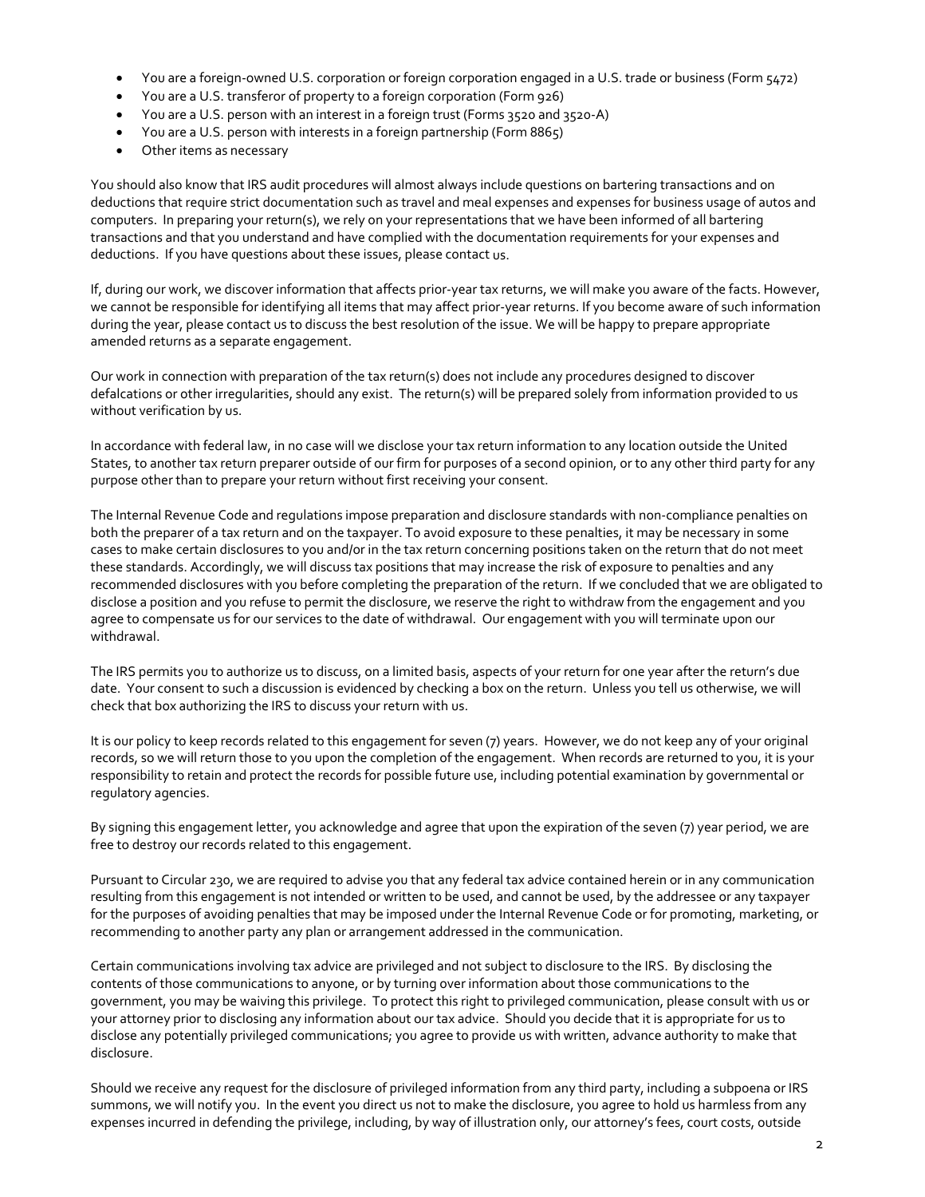- You are a foreign-owned U.S. corporation or foreign corporation engaged in a U.S. trade or business (Form 5472)
- You are a U.S. transferor of property to a foreign corporation (Form 926)
- You are a U.S. person with an interest in a foreign trust (Forms 3520 and 3520-A)
- You are a U.S. person with interests in a foreign partnership (Form 8865)
- Other items as necessary

You should also know that IRS audit procedures will almost always include questions on bartering transactions and on deductions that require strict documentation such as travel and meal expenses and expenses for business usage of autos and computers. In preparing your return(s), we rely on your representations that we have been informed of all bartering transactions and that you understand and have complied with the documentation requirements for your expenses and deductions. If you have questions about these issues, please contact us.

If, during our work, we discover information that affects prior-year tax returns, we will make you aware of the facts. However, we cannot be responsible for identifying all items that may affect prior-year returns. If you become aware of such information during the year, please contact us to discuss the best resolution of the issue. We will be happy to prepare appropriate amended returns as a separate engagement.

Our work in connection with preparation of the tax return(s) does not include any procedures designed to discover defalcations or other irregularities, should any exist. The return(s) will be prepared solely from information provided to us without verification by us.

In accordance with federal law, in no case will we disclose your tax return information to any location outside the United States, to another tax return preparer outside of our firm for purposes of a second opinion, or to any other third party for any purpose other than to prepare your return without first receiving your consent.

The Internal Revenue Code and regulations impose preparation and disclosure standards with non-compliance penalties on both the preparer of a tax return and on the taxpayer. To avoid exposure to these penalties, it may be necessary in some cases to make certain disclosures to you and/or in the tax return concerning positions taken on the return that do not meet these standards. Accordingly, we will discuss tax positions that may increase the risk of exposure to penalties and any recommended disclosures with you before completing the preparation of the return. If we concluded that we are obligated to disclose a position and you refuse to permit the disclosure, we reserve the right to withdraw from the engagement and you agree to compensate us for our services to the date of withdrawal. Our engagement with you will terminate upon our withdrawal.

The IRS permits you to authorize us to discuss, on a limited basis, aspects of your return for one year after the return's due date. Your consent to such a discussion is evidenced by checking a box on the return. Unless you tell us otherwise, we will check that box authorizing the IRS to discuss your return with us.

It is our policy to keep records related to this engagement for seven (7) years. However, we do not keep any of your original records, so we will return those to you upon the completion of the engagement. When records are returned to you, it is your responsibility to retain and protect the records for possible future use, including potential examination by governmental or regulatory agencies.

By signing this engagement letter, you acknowledge and agree that upon the expiration of the seven (7) year period, we are free to destroy our records related to this engagement.

Pursuant to Circular 230, we are required to advise you that any federal tax advice contained herein or in any communication resulting from this engagement is not intended or written to be used, and cannot be used, by the addressee or any taxpayer for the purposes of avoiding penalties that may be imposed under the Internal Revenue Code or for promoting, marketing, or recommending to another party any plan or arrangement addressed in the communication.

Certain communications involving tax advice are privileged and not subject to disclosure to the IRS. By disclosing the contents of those communications to anyone, or by turning over information about those communications to the government, you may be waiving this privilege. To protect this right to privileged communication, please consult with us or your attorney prior to disclosing any information about our tax advice. Should you decide that it is appropriate for us to disclose any potentially privileged communications; you agree to provide us with written, advance authority to make that disclosure.

Should we receive any request for the disclosure of privileged information from any third party, including a subpoena or IRS summons, we will notify you. In the event you direct us not to make the disclosure, you agree to hold us harmless from any expenses incurred in defending the privilege, including, by way of illustration only, our attorney's fees, court costs, outside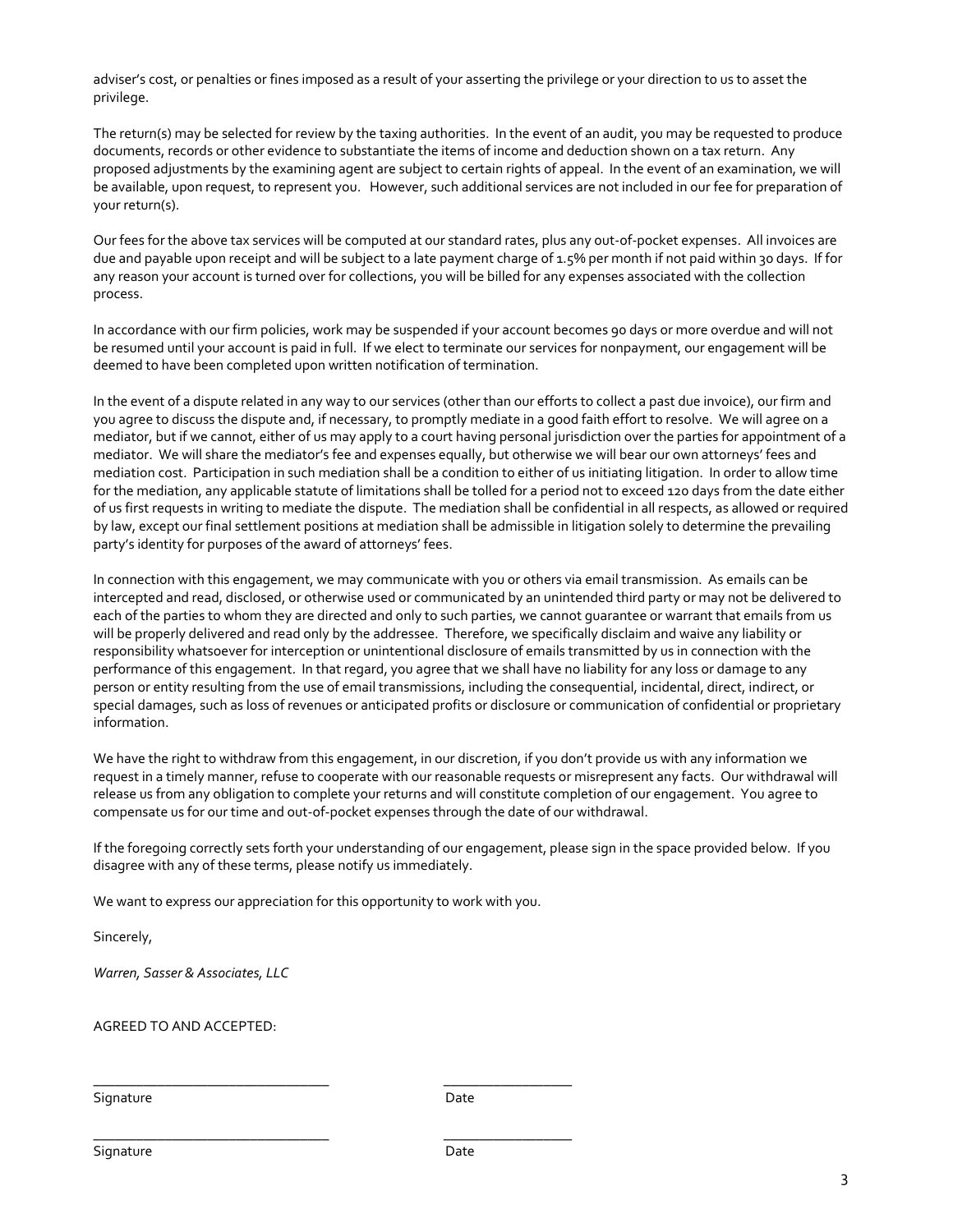adviser's cost, or penalties or fines imposed as a result of your asserting the privilege or your direction to us to asset the privilege.

The return(s) may be selected for review by the taxing authorities. In the event of an audit, you may be requested to produce documents, records or other evidence to substantiate the items of income and deduction shown on a tax return. Any proposed adjustments by the examining agent are subject to certain rights of appeal. In the event of an examination, we will be available, upon request, to represent you. However, such additional services are not included in our fee for preparation of your return(s).

Our fees for the above tax services will be computed at our standard rates, plus any out-of-pocket expenses. All invoices are due and payable upon receipt and will be subject to a late payment charge of 1.5% per month if not paid within 30 days. If for any reason your account is turned over for collections, you will be billed for any expenses associated with the collection process.

In accordance with our firm policies, work may be suspended if your account becomes 90 days or more overdue and will not be resumed until your account is paid in full. If we elect to terminate our services for nonpayment, our engagement will be deemed to have been completed upon written notification of termination.

In the event of a dispute related in any way to our services (other than our efforts to collect a past due invoice), our firm and you agree to discuss the dispute and, if necessary, to promptly mediate in a good faith effort to resolve. We will agree on a mediator, but if we cannot, either of us may apply to a court having personal jurisdiction over the parties for appointment of a mediator. We will share the mediator's fee and expenses equally, but otherwise we will bear our own attorneys' fees and mediation cost. Participation in such mediation shall be a condition to either of us initiating litigation. In order to allow time for the mediation, any applicable statute of limitations shall be tolled for a period not to exceed 120 days from the date either of us first requests in writing to mediate the dispute. The mediation shall be confidential in all respects, as allowed or required by law, except our final settlement positions at mediation shall be admissible in litigation solely to determine the prevailing party's identity for purposes of the award of attorneys' fees.

In connection with this engagement, we may communicate with you or others via email transmission. As emails can be intercepted and read, disclosed, or otherwise used or communicated by an unintended third party or may not be delivered to each of the parties to whom they are directed and only to such parties, we cannot guarantee or warrant that emails from us will be properly delivered and read only by the addressee. Therefore, we specifically disclaim and waive any liability or responsibility whatsoever for interception or unintentional disclosure of emails transmitted by us in connection with the performance of this engagement. In that regard, you agree that we shall have no liability for any loss or damage to any person or entity resulting from the use of email transmissions, including the consequential, incidental, direct, indirect, or special damages, such as loss of revenues or anticipated profits or disclosure or communication of confidential or proprietary information.

We have the right to withdraw from this engagement, in our discretion, if you don't provide us with any information we request in a timely manner, refuse to cooperate with our reasonable requests or misrepresent any facts. Our withdrawal will release us from any obligation to complete your returns and will constitute completion of our engagement. You agree to compensate us for our time and out-of-pocket expenses through the date of our withdrawal.

If the foregoing correctly sets forth your understanding of our engagement, please sign in the space provided below. If you disagree with any of these terms, please notify us immediately.

We want to express our appreciation for this opportunity to work with you.

Sincerely,

*Warren, Sasser & Associates, LLC*

AGREED TO AND ACCEPTED:

\_\_\_\_\_\_\_\_\_\_\_\_\_\_\_\_\_\_\_\_\_\_\_\_\_\_\_\_\_\_\_\_ \_\_\_\_\_\_\_\_\_\_\_\_\_\_\_\_\_\_

Signature Date

\_\_\_\_\_\_\_\_\_\_\_\_\_\_\_\_\_\_\_\_\_\_\_\_\_\_\_\_\_\_\_\_ \_\_\_\_\_\_\_\_\_\_\_\_\_\_\_\_\_\_

Signature Date